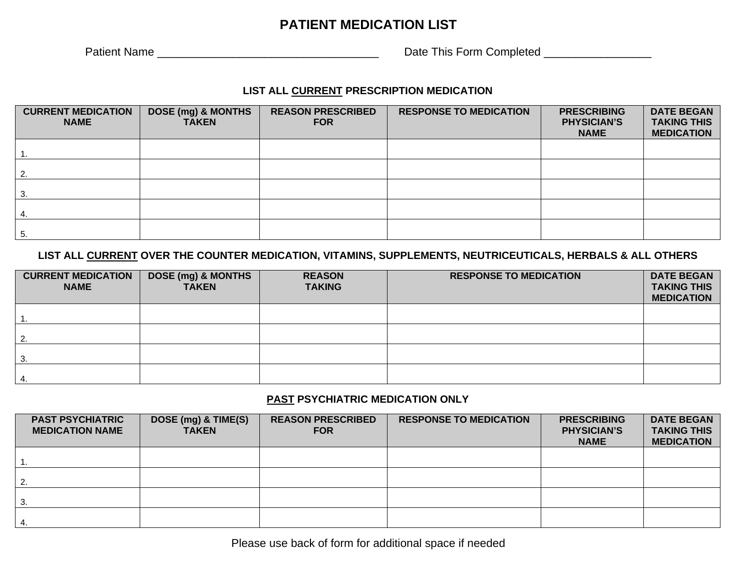# PATIENT MEDICATION LIST

Patient Name ___________________________________ Date This Form Completed _________________

### LIST ALL CURRENT PRESCRIPTION MEDICATION

| CURRENT MEDICATION NAME | DOSE (mg) & MONTHS TAKEN | REASON PRESCRIBED FOR | RESPONSE TO MEDICATION | PRESCRIBING PHYSICIAN'S NAME | DATE BEGAN TAKING THIS MEDICATION |
|---|---|---|---|---|---|
| 1. | | | | | |
| 2. | | | | | |
| 3. | | | | | |
| 4. | | | | | |
| 5. | | | | | |

### LIST ALL CURRENT OVER THE COUNTER MEDICATION, VITAMINS, SUPPLEMENTS, NEUTRICEUTICALS, HERBALS & ALL OTHERS

| CURRENT MEDICATION NAME | DOSE (mg) & MONTHS TAKEN | REASON TAKING | RESPONSE TO MEDICATION | DATE BEGAN TAKING THIS MEDICATION |
|---|---|---|---|---|
| 1. | | | | |
| 2. | | | | |
| 3. | | | | |
| 4. | | | | |

### PAST PSYCHIATRIC MEDICATION ONLY

| PAST PSYCHIATRIC MEDICATION NAME | DOSE (mg) & TIME(S) TAKEN | REASON PRESCRIBED FOR | RESPONSE TO MEDICATION | PRESCRIBING PHYSICIAN'S NAME | DATE BEGAN TAKING THIS MEDICATION |
|---|---|---|---|---|---|
| 1. | | | | | |
| 2. | | | | | |
| 3. | | | | | |
| 4. | | | | | |

Please use back of form for additional space if needed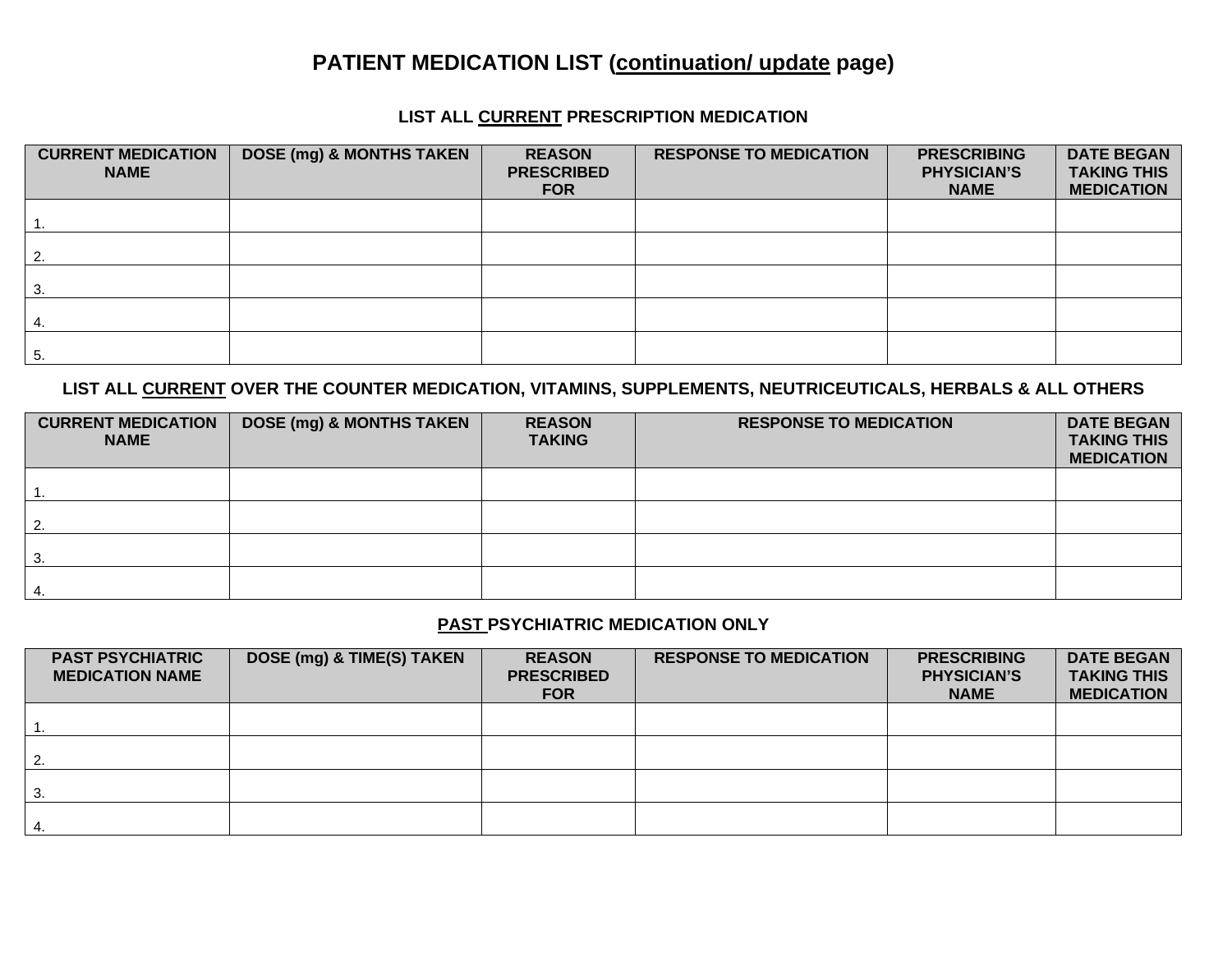# PATIENT MEDICATION LIST (continuation/ update page)

### LIST ALL CURRENT PRESCRIPTION MEDICATION

| CURRENT MEDICATION NAME | DOSE (mg) & MONTHS TAKEN | REASON PRESCRIBED FOR | RESPONSE TO MEDICATION | PRESCRIBING PHYSICIAN'S NAME | DATE BEGAN TAKING THIS MEDICATION |
|---|---|---|---|---|---|
| 1. | | | | | |
| 2. | | | | | |
| 3. | | | | | |
| 4. | | | | | |
| 5. | | | | | |

### LIST ALL CURRENT OVER THE COUNTER MEDICATION, VITAMINS, SUPPLEMENTS, NEUTRICEUTICALS, HERBALS & ALL OTHERS

| CURRENT MEDICATION NAME | DOSE (mg) & MONTHS TAKEN | REASON TAKING | RESPONSE TO MEDICATION | DATE BEGAN TAKING THIS MEDICATION |
|---|---|---|---|---|
| 1. | | | | |
| 2. | | | | |
| 3. | | | | |
| 4. | | | | |

### PAST PSYCHIATRIC MEDICATION ONLY

| PAST PSYCHIATRIC MEDICATION NAME | DOSE (mg) & TIME(S) TAKEN | REASON PRESCRIBED FOR | RESPONSE TO MEDICATION | PRESCRIBING PHYSICIAN'S NAME | DATE BEGAN TAKING THIS MEDICATION |
|---|---|---|---|---|---|
| 1. | | | | | |
| 2. | | | | | |
| 3. | | | | | |
| 4. | | | | | |